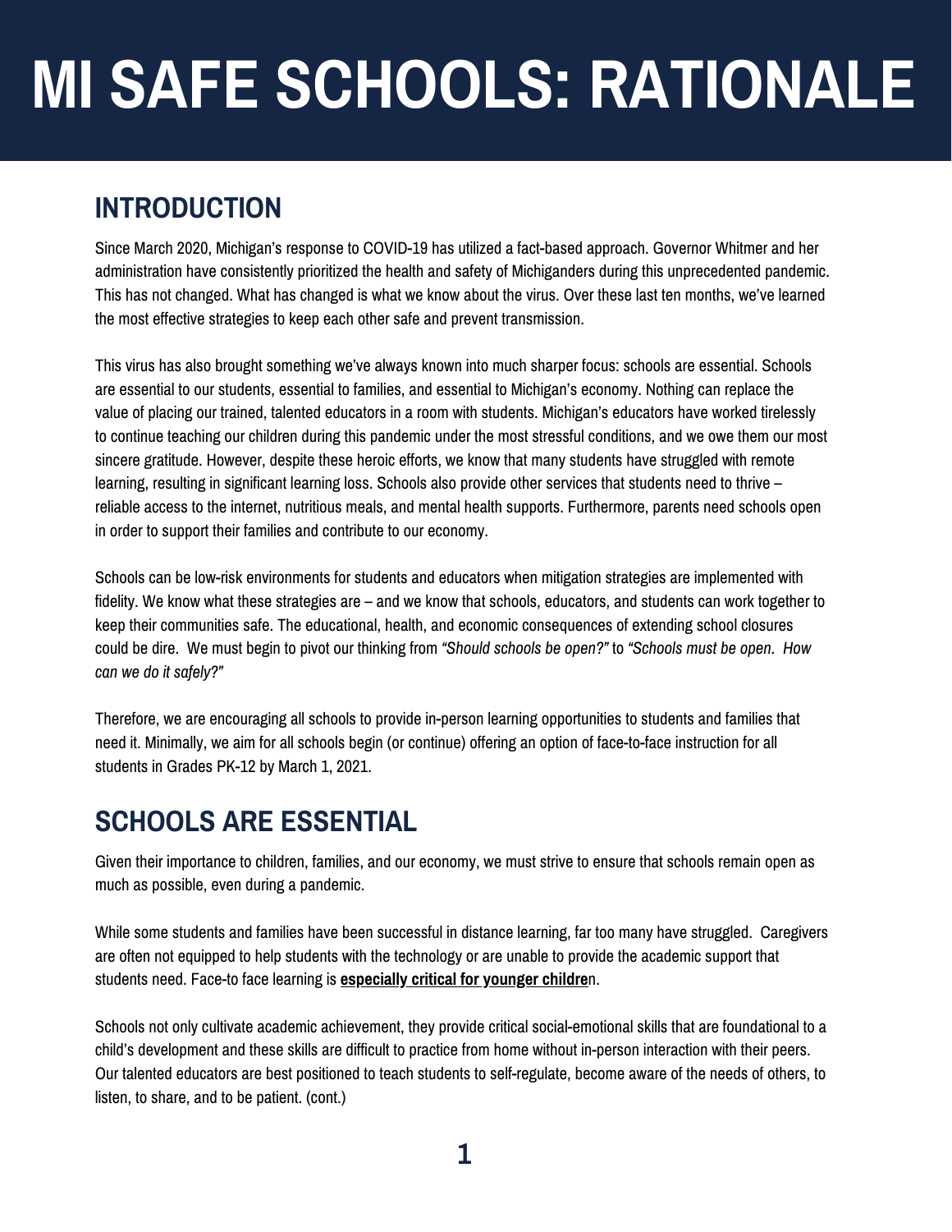# MI SAFE SCHOOLS: RATIONALE

## INTRODUCTION

Since March 2020, Michigan's response to COVID-19 has utilized a fact-based approach. Governor Whitmer and her administration have consistently prioritized the health and safety of Michiganders during this unprecedented pandemic. This has not changed. What has changed is what we know about the virus. Over these last ten months, we've learned the most effective strategies to keep each other safe and prevent transmission.

This virus has also brought something we've always known into much sharper focus: schools are essential. Schools are essential to our students, essential to families, and essential to Michigan's economy. Nothing can replace the value of placing our trained, talented educators in a room with students. Michigan's educators have worked tirelessly to continue teaching our children during this pandemic under the most stressful conditions, and we owe them our most sincere gratitude. However, despite these heroic efforts, we know that many students have struggled with remote learning, resulting in significant learning loss. Schools also provide other services that students need to thrive – reliable access to the internet, nutritious meals, and mental health supports. Furthermore, parents need schools open in order to support their families and contribute to our economy.

Schools can be low-risk environments for students and educators when mitigation strategies are implemented with fidelity. We know what these strategies are – and we know that schools, educators, and students can work together to keep their communities safe. The educational, health, and economic consequences of extending school closures could be dire. We must begin to pivot our thinking from *"Should schools be open?"* to *"Schools must be open. How can we do it safely?"*

Therefore, we are encouraging all schools to provide in-person learning opportunities to students and families that need it. Minimally, we aim for all schools begin (or continue) offering an option of face-to-face instruction for all students in Grades PK-12 by March 1, 2021.

## SCHOOLS ARE ESSENTIAL

Given their importance to children, families, and our economy, we must strive to ensure that schools remain open as much as possible, even during a pandemic.

While some students and families have been successful in distance learning, far too many have struggled. Caregivers are often not equipped to help students with the technology or are unable to provide the academic support that students need. Face-to face learning is **especially critical for younger children**.

Schools not only cultivate academic achievement, they provide critical social-emotional skills that are foundational to a child's development and these skills are difficult to practice from home without in-person interaction with their peers. Our talented educators are best positioned to teach students to self-regulate, become aware of the needs of others, to listen, to share, and to be patient. (cont.)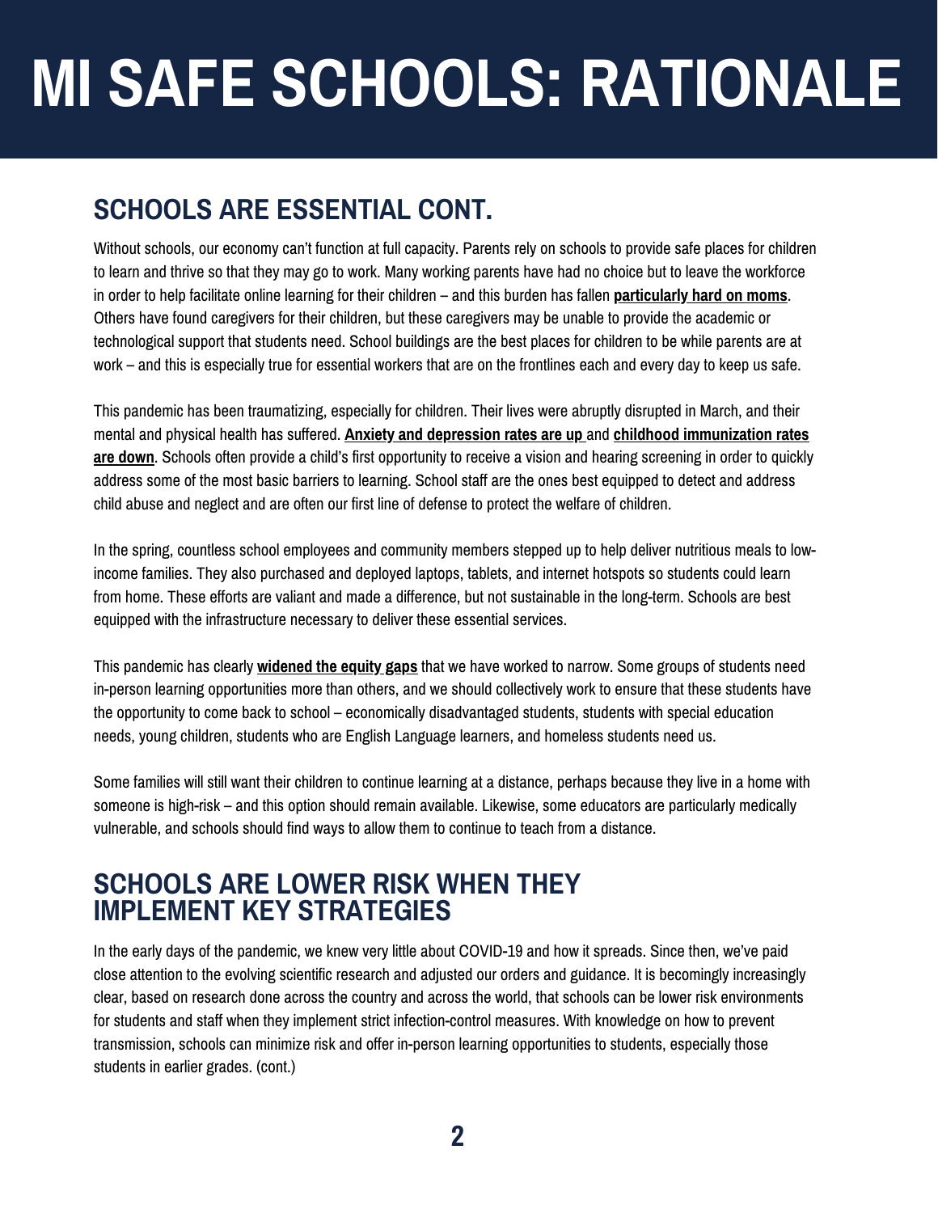# MI SAFE SCHOOLS: RATIONALE

## SCHOOLS ARE ESSENTIAL CONT.

Without schools, our economy can't function at full capacity. Parents rely on schools to provide safe places for children to learn and thrive so that they may go to work. Many working parents have had no choice but to leave the workforce in order to help facilitate online learning for their children – and this burden has fallen **particularly hard on moms**. Others have found caregivers for their children, but these caregivers may be unable to provide the academic or technological support that students need. School buildings are the best places for children to be while parents are at work – and this is especially true for essential workers that are on the frontlines each and every day to keep us safe.

This pandemic has been traumatizing, especially for children. Their lives were abruptly disrupted in March, and their mental and physical health has suffered. **Anxiety and depression rates are up** and **childhood immunization rates are down**. Schools often provide a child's first opportunity to receive a vision and hearing screening in order to quickly address some of the most basic barriers to learning. School staff are the ones best equipped to detect and address child abuse and neglect and are often our first line of defense to protect the welfare of children.

In the spring, countless school employees and community members stepped up to help deliver nutritious meals to low-income families. They also purchased and deployed laptops, tablets, and internet hotspots so students could learn from home. These efforts are valiant and made a difference, but not sustainable in the long-term. Schools are best equipped with the infrastructure necessary to deliver these essential services.

This pandemic has clearly **widened the equity gaps** that we have worked to narrow. Some groups of students need in-person learning opportunities more than others, and we should collectively work to ensure that these students have the opportunity to come back to school – economically disadvantaged students, students with special education needs, young children, students who are English Language learners, and homeless students need us.

Some families will still want their children to continue learning at a distance, perhaps because they live in a home with someone is high-risk – and this option should remain available. Likewise, some educators are particularly medically vulnerable, and schools should find ways to allow them to continue to teach from a distance.

## SCHOOLS ARE LOWER RISK WHEN THEY IMPLEMENT KEY STRATEGIES

In the early days of the pandemic, we knew very little about COVID-19 and how it spreads. Since then, we've paid close attention to the evolving scientific research and adjusted our orders and guidance. It is becomingly increasingly clear, based on research done across the country and across the world, that schools can be lower risk environments for students and staff when they implement strict infection-control measures. With knowledge on how to prevent transmission, schools can minimize risk and offer in-person learning opportunities to students, especially those students in earlier grades. (cont.)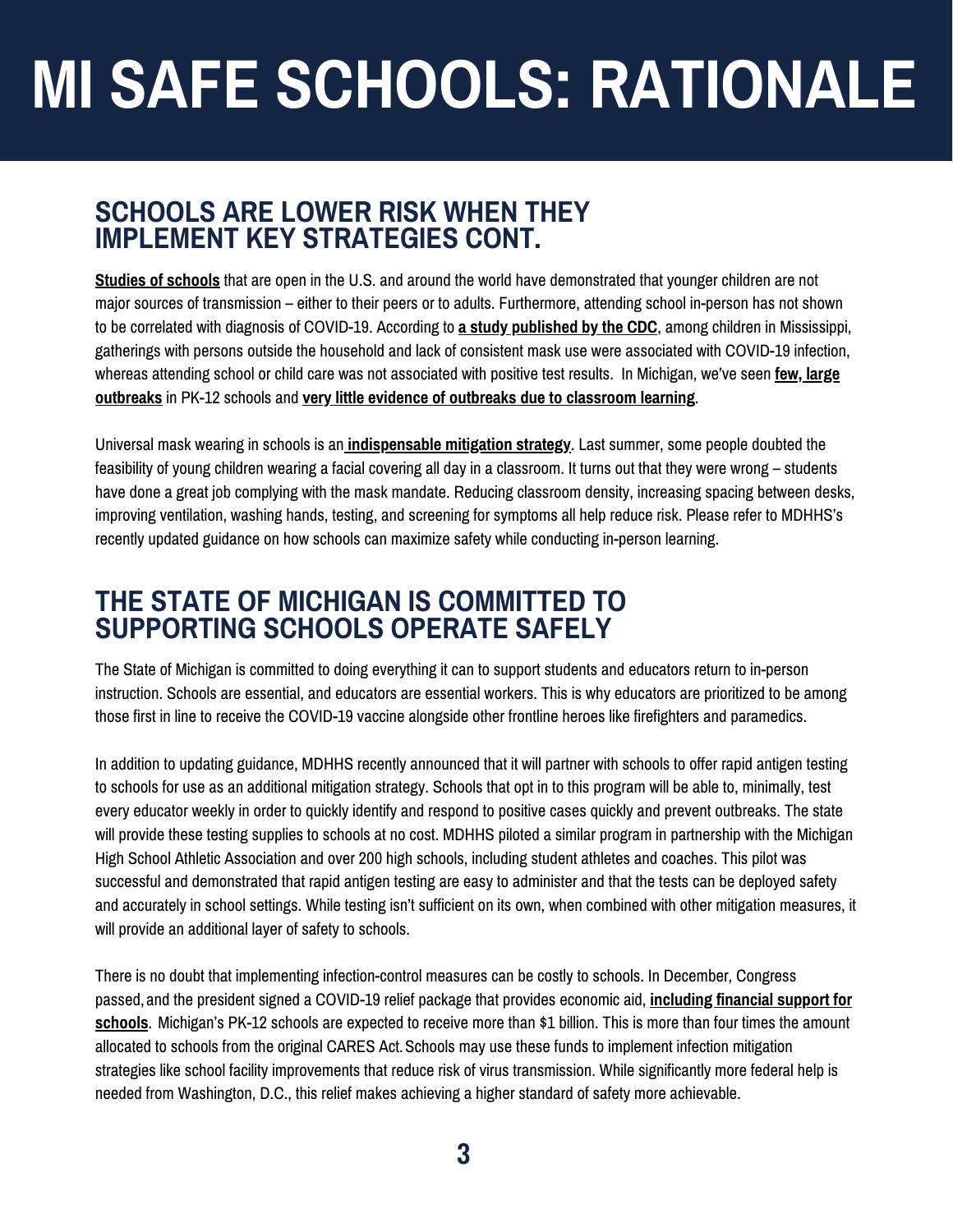# MI SAFE SCHOOLS: RATIONALE

## SCHOOLS ARE LOWER RISK WHEN THEY IMPLEMENT KEY STRATEGIES CONT.

**Studies of schools** that are open in the U.S. and around the world have demonstrated that younger children are not major sources of transmission – either to their peers or to adults. Furthermore, attending school in-person has not shown to be correlated with diagnosis of COVID-19. According to **a study published by the CDC**, among children in Mississippi, gatherings with persons outside the household and lack of consistent mask use were associated with COVID-19 infection, whereas attending school or child care was not associated with positive test results. In Michigan, we've seen **few, large outbreaks** in PK-12 schools and **very little evidence of outbreaks due to classroom learning**.

Universal mask wearing in schools is an **indispensable mitigation strategy**. Last summer, some people doubted the feasibility of young children wearing a facial covering all day in a classroom. It turns out that they were wrong – students have done a great job complying with the mask mandate. Reducing classroom density, increasing spacing between desks, improving ventilation, washing hands, testing, and screening for symptoms all help reduce risk. Please refer to MDHHS's recently updated guidance on how schools can maximize safety while conducting in-person learning.

## THE STATE OF MICHIGAN IS COMMITTED TO SUPPORTING SCHOOLS OPERATE SAFELY

The State of Michigan is committed to doing everything it can to support students and educators return to in-person instruction. Schools are essential, and educators are essential workers. This is why educators are prioritized to be among those first in line to receive the COVID-19 vaccine alongside other frontline heroes like firefighters and paramedics.

In addition to updating guidance, MDHHS recently announced that it will partner with schools to offer rapid antigen testing to schools for use as an additional mitigation strategy. Schools that opt in to this program will be able to, minimally, test every educator weekly in order to quickly identify and respond to positive cases quickly and prevent outbreaks. The state will provide these testing supplies to schools at no cost. MDHHS piloted a similar program in partnership with the Michigan High School Athletic Association and over 200 high schools, including student athletes and coaches. This pilot was successful and demonstrated that rapid antigen testing are easy to administer and that the tests can be deployed safety and accurately in school settings. While testing isn't sufficient on its own, when combined with other mitigation measures, it will provide an additional layer of safety to schools.

There is no doubt that implementing infection-control measures can be costly to schools. In December, Congress passed, and the president signed a COVID-19 relief package that provides economic aid, **including financial support for schools**. Michigan's PK-12 schools are expected to receive more than $1 billion. This is more than four times the amount allocated to schools from the original CARES Act. Schools may use these funds to implement infection mitigation strategies like school facility improvements that reduce risk of virus transmission. While significantly more federal help is needed from Washington, D.C., this relief makes achieving a higher standard of safety more achievable.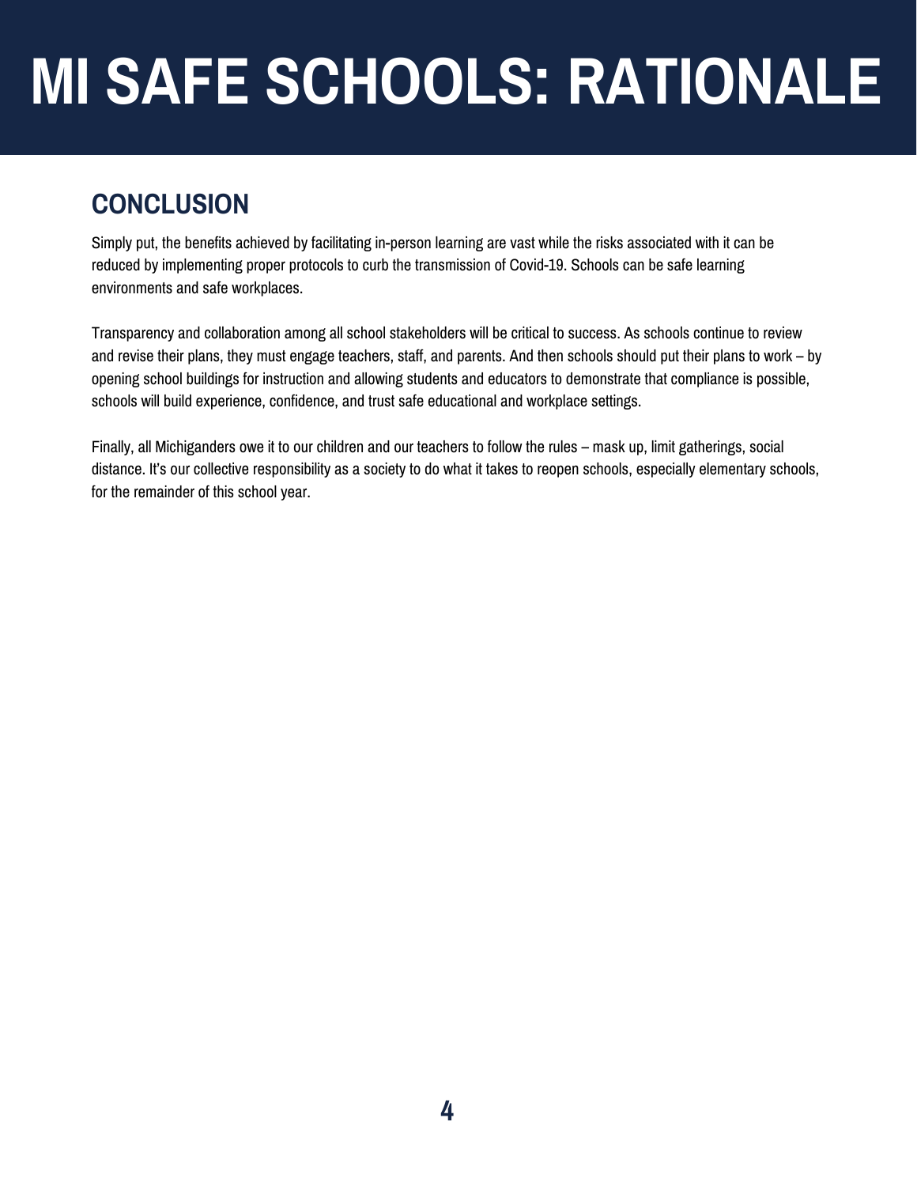# MI SAFE SCHOOLS: RATIONALE

## CONCLUSION

Simply put, the benefits achieved by facilitating in-person learning are vast while the risks associated with it can be reduced by implementing proper protocols to curb the transmission of Covid-19. Schools can be safe learning environments and safe workplaces.

Transparency and collaboration among all school stakeholders will be critical to success. As schools continue to review and revise their plans, they must engage teachers, staff, and parents. And then schools should put their plans to work – by opening school buildings for instruction and allowing students and educators to demonstrate that compliance is possible, schools will build experience, confidence, and trust safe educational and workplace settings.

Finally, all Michiganders owe it to our children and our teachers to follow the rules – mask up, limit gatherings, social distance. It's our collective responsibility as a society to do what it takes to reopen schools, especially elementary schools, for the remainder of this school year.